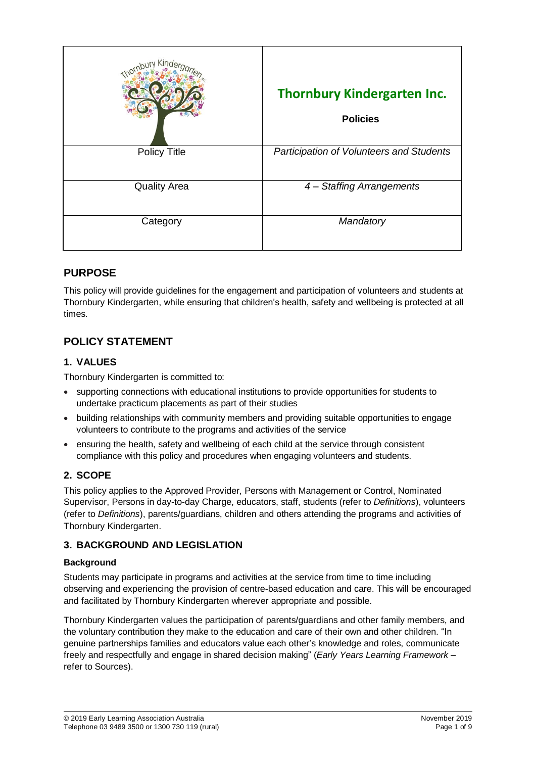| | **Thornbury Kindergarten Inc.**<br>**Policies** |
|---|---|
| Policy Title | *Participation of Volunteers and Students* |
| Quality Area | *4 – Staffing Arrangements* |
| Category | *Mandatory* |

## PURPOSE

This policy will provide guidelines for the engagement and participation of volunteers and students at Thornbury Kindergarten, while ensuring that children's health, safety and wellbeing is protected at all times.

## POLICY STATEMENT

### 1. VALUES

Thornbury Kindergarten is committed to:

- supporting connections with educational institutions to provide opportunities for students to undertake practicum placements as part of their studies
- building relationships with community members and providing suitable opportunities to engage volunteers to contribute to the programs and activities of the service
- ensuring the health, safety and wellbeing of each child at the service through consistent compliance with this policy and procedures when engaging volunteers and students.

### 2. SCOPE

This policy applies to the Approved Provider, Persons with Management or Control, Nominated Supervisor, Persons in day-to-day Charge, educators, staff, students (refer to *Definitions*), volunteers (refer to *Definitions*), parents/guardians, children and others attending the programs and activities of Thornbury Kindergarten.

### 3. BACKGROUND AND LEGISLATION

**Background**

Students may participate in programs and activities at the service from time to time including observing and experiencing the provision of centre-based education and care. This will be encouraged and facilitated by Thornbury Kindergarten wherever appropriate and possible.

Thornbury Kindergarten values the participation of parents/guardians and other family members, and the voluntary contribution they make to the education and care of their own and other children. "In genuine partnerships families and educators value each other's knowledge and roles, communicate freely and respectfully and engage in shared decision making" (*Early Years Learning Framework* – refer to Sources).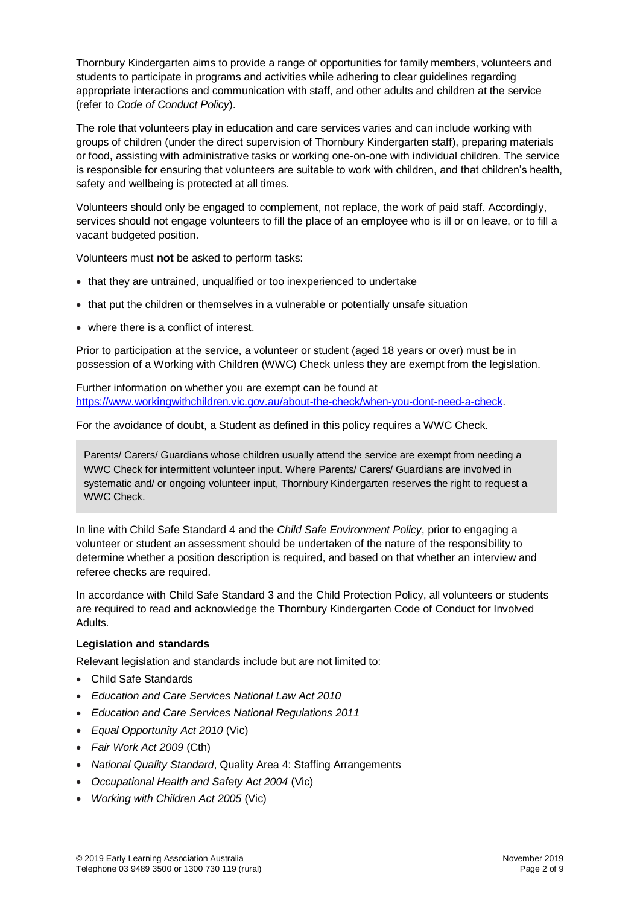Thornbury Kindergarten aims to provide a range of opportunities for family members, volunteers and students to participate in programs and activities while adhering to clear guidelines regarding appropriate interactions and communication with staff, and other adults and children at the service (refer to *Code of Conduct Policy*).

The role that volunteers play in education and care services varies and can include working with groups of children (under the direct supervision of Thornbury Kindergarten staff), preparing materials or food, assisting with administrative tasks or working one-on-one with individual children. The service is responsible for ensuring that volunteers are suitable to work with children, and that children's health, safety and wellbeing is protected at all times.

Volunteers should only be engaged to complement, not replace, the work of paid staff. Accordingly, services should not engage volunteers to fill the place of an employee who is ill or on leave, or to fill a vacant budgeted position.

Volunteers must **not** be asked to perform tasks:

- that they are untrained, unqualified or too inexperienced to undertake
- that put the children or themselves in a vulnerable or potentially unsafe situation
- where there is a conflict of interest.

Prior to participation at the service, a volunteer or student (aged 18 years or over) must be in possession of a Working with Children (WWC) Check unless they are exempt from the legislation.

Further information on whether you are exempt can be found at https://www.workingwithchildren.vic.gov.au/about-the-check/when-you-dont-need-a-check.

For the avoidance of doubt, a Student as defined in this policy requires a WWC Check.

> Parents/ Carers/ Guardians whose children usually attend the service are exempt from needing a WWC Check for intermittent volunteer input. Where Parents/ Carers/ Guardians are involved in systematic and/ or ongoing volunteer input, Thornbury Kindergarten reserves the right to request a WWC Check.

In line with Child Safe Standard 4 and the *Child Safe Environment Policy*, prior to engaging a volunteer or student an assessment should be undertaken of the nature of the responsibility to determine whether a position description is required, and based on that whether an interview and referee checks are required.

In accordance with Child Safe Standard 3 and the Child Protection Policy, all volunteers or students are required to read and acknowledge the Thornbury Kindergarten Code of Conduct for Involved Adults.

**Legislation and standards**

Relevant legislation and standards include but are not limited to:

- Child Safe Standards
- *Education and Care Services National Law Act 2010*
- *Education and Care Services National Regulations 2011*
- *Equal Opportunity Act 2010* (Vic)
- *Fair Work Act 2009* (Cth)
- *National Quality Standard*, Quality Area 4: Staffing Arrangements
- *Occupational Health and Safety Act 2004* (Vic)
- *Working with Children Act 2005* (Vic)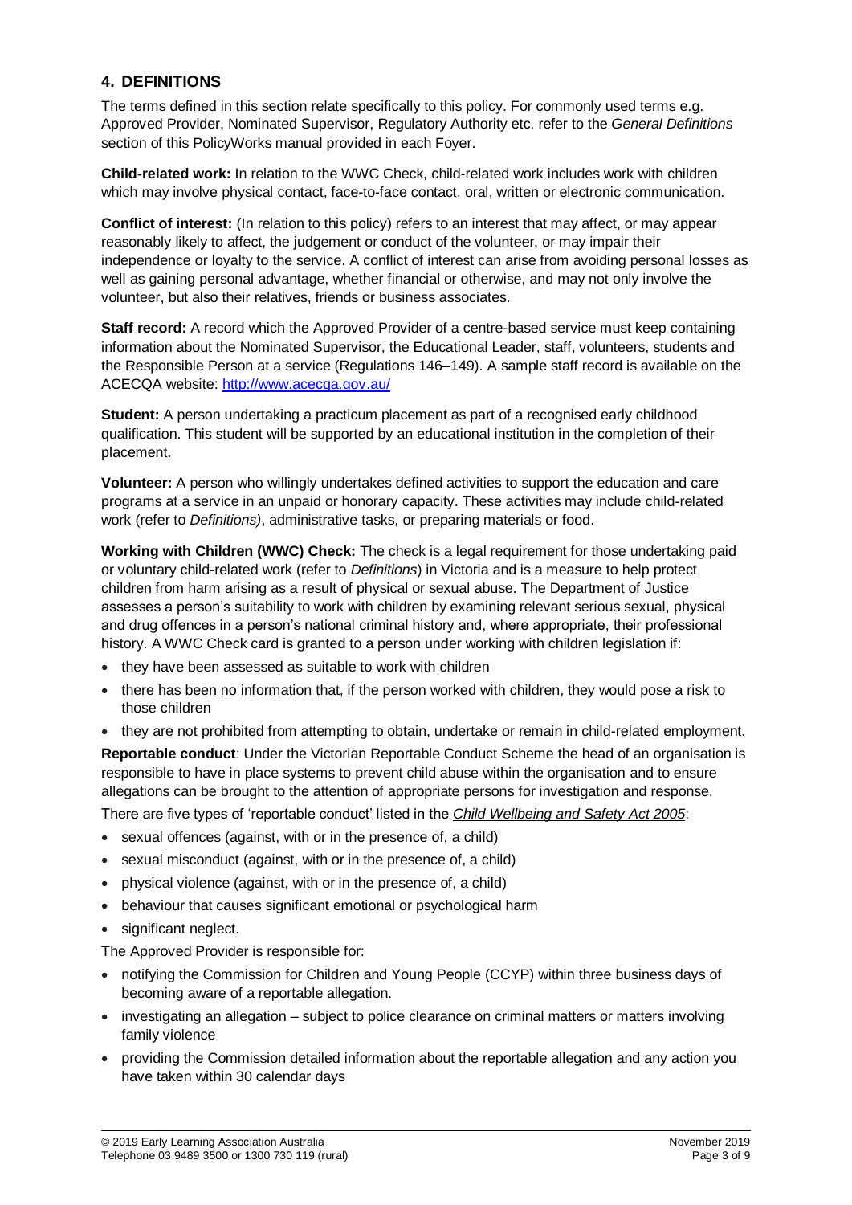## 4. DEFINITIONS

The terms defined in this section relate specifically to this policy. For commonly used terms e.g. Approved Provider, Nominated Supervisor, Regulatory Authority etc. refer to the *General Definitions* section of this PolicyWorks manual provided in each Foyer.

**Child-related work:** In relation to the WWC Check, child-related work includes work with children which may involve physical contact, face-to-face contact, oral, written or electronic communication.

**Conflict of interest:** (In relation to this policy) refers to an interest that may affect, or may appear reasonably likely to affect, the judgement or conduct of the volunteer, or may impair their independence or loyalty to the service. A conflict of interest can arise from avoiding personal losses as well as gaining personal advantage, whether financial or otherwise, and may not only involve the volunteer, but also their relatives, friends or business associates.

**Staff record:** A record which the Approved Provider of a centre-based service must keep containing information about the Nominated Supervisor, the Educational Leader, staff, volunteers, students and the Responsible Person at a service (Regulations 146–149). A sample staff record is available on the ACECQA website: http://www.acecqa.gov.au/

**Student:** A person undertaking a practicum placement as part of a recognised early childhood qualification. This student will be supported by an educational institution in the completion of their placement.

**Volunteer:** A person who willingly undertakes defined activities to support the education and care programs at a service in an unpaid or honorary capacity. These activities may include child-related work (refer to *Definitions)*, administrative tasks, or preparing materials or food.

**Working with Children (WWC) Check:** The check is a legal requirement for those undertaking paid or voluntary child-related work (refer to *Definitions*) in Victoria and is a measure to help protect children from harm arising as a result of physical or sexual abuse. The Department of Justice assesses a person's suitability to work with children by examining relevant serious sexual, physical and drug offences in a person's national criminal history and, where appropriate, their professional history. A WWC Check card is granted to a person under working with children legislation if:

- they have been assessed as suitable to work with children
- there has been no information that, if the person worked with children, they would pose a risk to those children
- they are not prohibited from attempting to obtain, undertake or remain in child-related employment.

**Reportable conduct**: Under the Victorian Reportable Conduct Scheme the head of an organisation is responsible to have in place systems to prevent child abuse within the organisation and to ensure allegations can be brought to the attention of appropriate persons for investigation and response.

There are five types of 'reportable conduct' listed in the *Child Wellbeing and Safety Act 2005*:

- sexual offences (against, with or in the presence of, a child)
- sexual misconduct (against, with or in the presence of, a child)
- physical violence (against, with or in the presence of, a child)
- behaviour that causes significant emotional or psychological harm
- significant neglect.

The Approved Provider is responsible for:

- notifying the Commission for Children and Young People (CCYP) within three business days of becoming aware of a reportable allegation.
- investigating an allegation – subject to police clearance on criminal matters or matters involving family violence
- providing the Commission detailed information about the reportable allegation and any action you have taken within 30 calendar days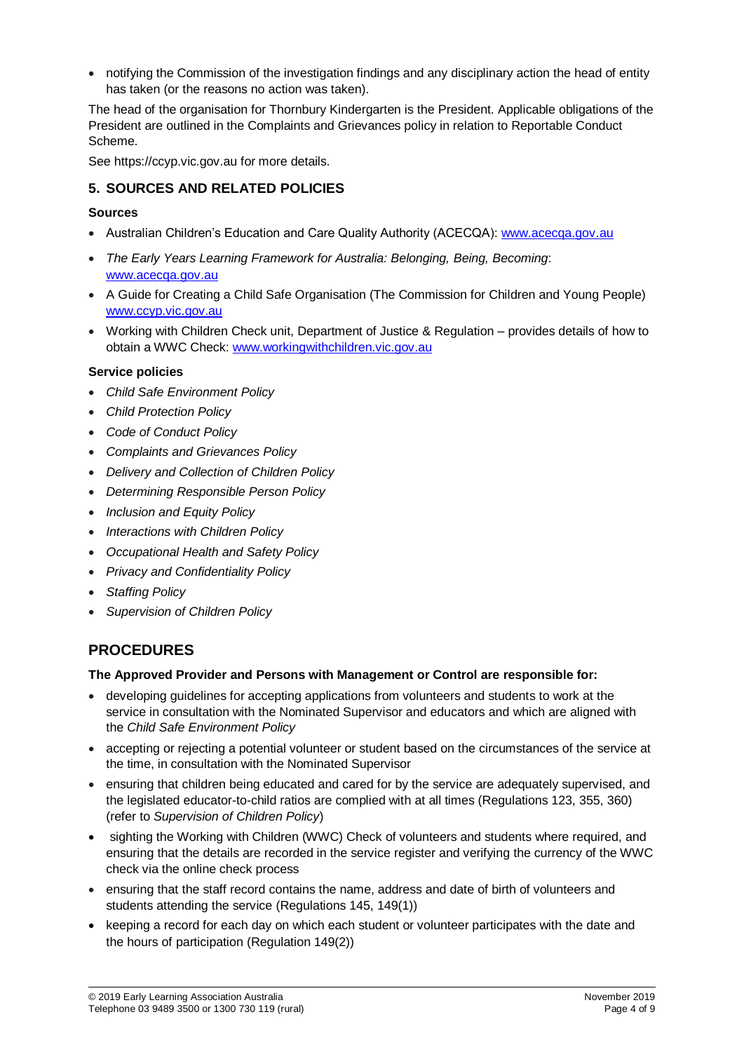- notifying the Commission of the investigation findings and any disciplinary action the head of entity has taken (or the reasons no action was taken).

The head of the organisation for Thornbury Kindergarten is the President. Applicable obligations of the President are outlined in the Complaints and Grievances policy in relation to Reportable Conduct Scheme.

See https://ccyp.vic.gov.au for more details.

## 5. SOURCES AND RELATED POLICIES

**Sources**

- Australian Children's Education and Care Quality Authority (ACECQA): www.acecqa.gov.au
- *The Early Years Learning Framework for Australia: Belonging, Being, Becoming*: www.acecqa.gov.au
- A Guide for Creating a Child Safe Organisation (The Commission for Children and Young People) www.ccyp.vic.gov.au
- Working with Children Check unit, Department of Justice & Regulation – provides details of how to obtain a WWC Check: www.workingwithchildren.vic.gov.au

**Service policies**

- *Child Safe Environment Policy*
- *Child Protection Policy*
- *Code of Conduct Policy*
- *Complaints and Grievances Policy*
- *Delivery and Collection of Children Policy*
- *Determining Responsible Person Policy*
- *Inclusion and Equity Policy*
- *Interactions with Children Policy*
- *Occupational Health and Safety Policy*
- *Privacy and Confidentiality Policy*
- *Staffing Policy*
- *Supervision of Children Policy*

# PROCEDURES

**The Approved Provider and Persons with Management or Control are responsible for:**

- developing guidelines for accepting applications from volunteers and students to work at the service in consultation with the Nominated Supervisor and educators and which are aligned with the *Child Safe Environment Policy*
- accepting or rejecting a potential volunteer or student based on the circumstances of the service at the time, in consultation with the Nominated Supervisor
- ensuring that children being educated and cared for by the service are adequately supervised, and the legislated educator-to-child ratios are complied with at all times (Regulations 123, 355, 360) (refer to *Supervision of Children Policy*)
- sighting the Working with Children (WWC) Check of volunteers and students where required, and ensuring that the details are recorded in the service register and verifying the currency of the WWC check via the online check process
- ensuring that the staff record contains the name, address and date of birth of volunteers and students attending the service (Regulations 145, 149(1))
- keeping a record for each day on which each student or volunteer participates with the date and the hours of participation (Regulation 149(2))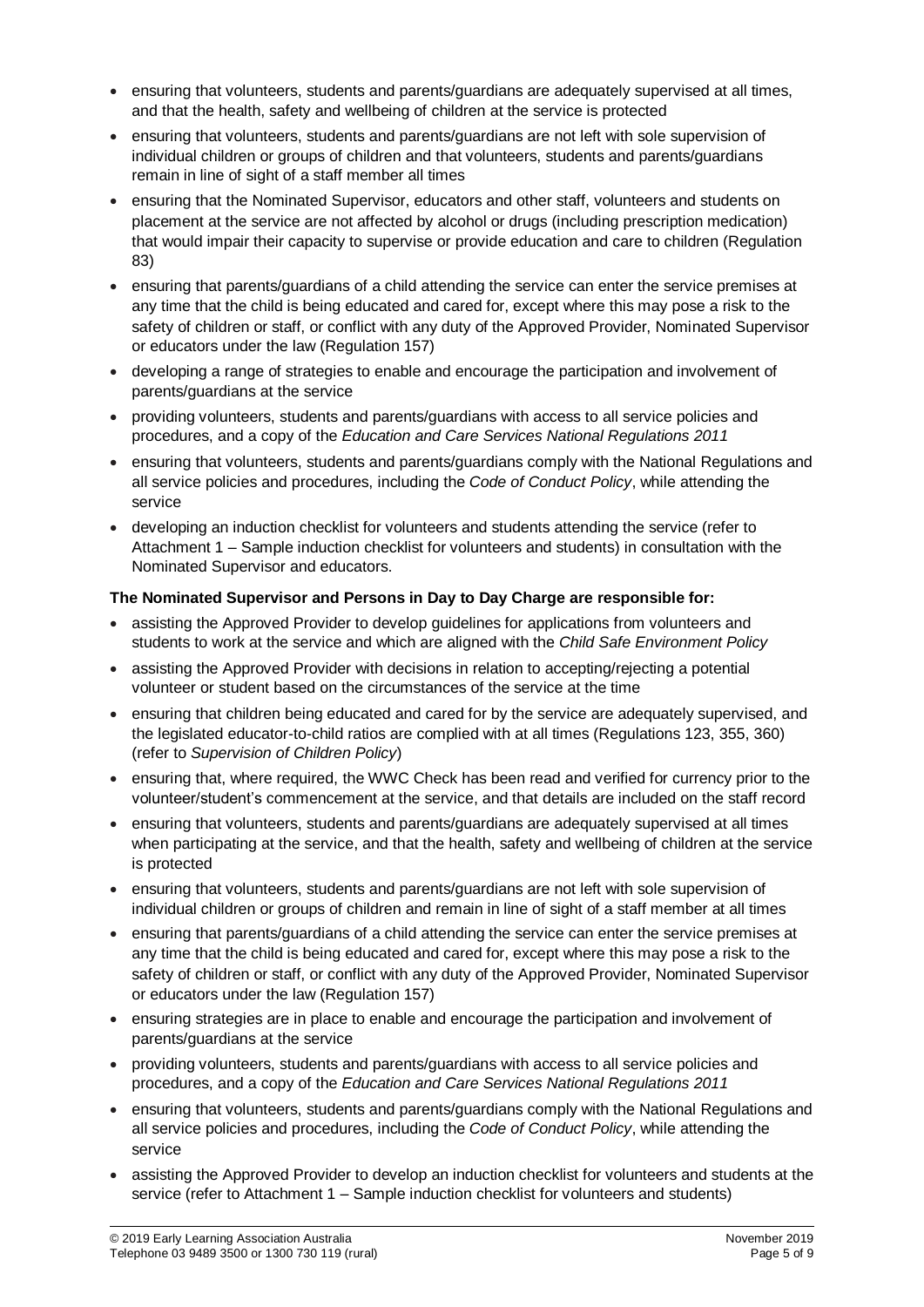- ensuring that volunteers, students and parents/guardians are adequately supervised at all times, and that the health, safety and wellbeing of children at the service is protected
- ensuring that volunteers, students and parents/guardians are not left with sole supervision of individual children or groups of children and that volunteers, students and parents/guardians remain in line of sight of a staff member all times
- ensuring that the Nominated Supervisor, educators and other staff, volunteers and students on placement at the service are not affected by alcohol or drugs (including prescription medication) that would impair their capacity to supervise or provide education and care to children (Regulation 83)
- ensuring that parents/guardians of a child attending the service can enter the service premises at any time that the child is being educated and cared for, except where this may pose a risk to the safety of children or staff, or conflict with any duty of the Approved Provider, Nominated Supervisor or educators under the law (Regulation 157)
- developing a range of strategies to enable and encourage the participation and involvement of parents/guardians at the service
- providing volunteers, students and parents/guardians with access to all service policies and procedures, and a copy of the *Education and Care Services National Regulations 2011*
- ensuring that volunteers, students and parents/guardians comply with the National Regulations and all service policies and procedures, including the *Code of Conduct Policy*, while attending the service
- developing an induction checklist for volunteers and students attending the service (refer to Attachment 1 – Sample induction checklist for volunteers and students) in consultation with the Nominated Supervisor and educators.

**The Nominated Supervisor and Persons in Day to Day Charge are responsible for:**

- assisting the Approved Provider to develop guidelines for applications from volunteers and students to work at the service and which are aligned with the *Child Safe Environment Policy*
- assisting the Approved Provider with decisions in relation to accepting/rejecting a potential volunteer or student based on the circumstances of the service at the time
- ensuring that children being educated and cared for by the service are adequately supervised, and the legislated educator-to-child ratios are complied with at all times (Regulations 123, 355, 360) (refer to *Supervision of Children Policy*)
- ensuring that, where required, the WWC Check has been read and verified for currency prior to the volunteer/student's commencement at the service, and that details are included on the staff record
- ensuring that volunteers, students and parents/guardians are adequately supervised at all times when participating at the service, and that the health, safety and wellbeing of children at the service is protected
- ensuring that volunteers, students and parents/guardians are not left with sole supervision of individual children or groups of children and remain in line of sight of a staff member at all times
- ensuring that parents/guardians of a child attending the service can enter the service premises at any time that the child is being educated and cared for, except where this may pose a risk to the safety of children or staff, or conflict with any duty of the Approved Provider, Nominated Supervisor or educators under the law (Regulation 157)
- ensuring strategies are in place to enable and encourage the participation and involvement of parents/guardians at the service
- providing volunteers, students and parents/guardians with access to all service policies and procedures, and a copy of the *Education and Care Services National Regulations 2011*
- ensuring that volunteers, students and parents/guardians comply with the National Regulations and all service policies and procedures, including the *Code of Conduct Policy*, while attending the service
- assisting the Approved Provider to develop an induction checklist for volunteers and students at the service (refer to Attachment 1 – Sample induction checklist for volunteers and students)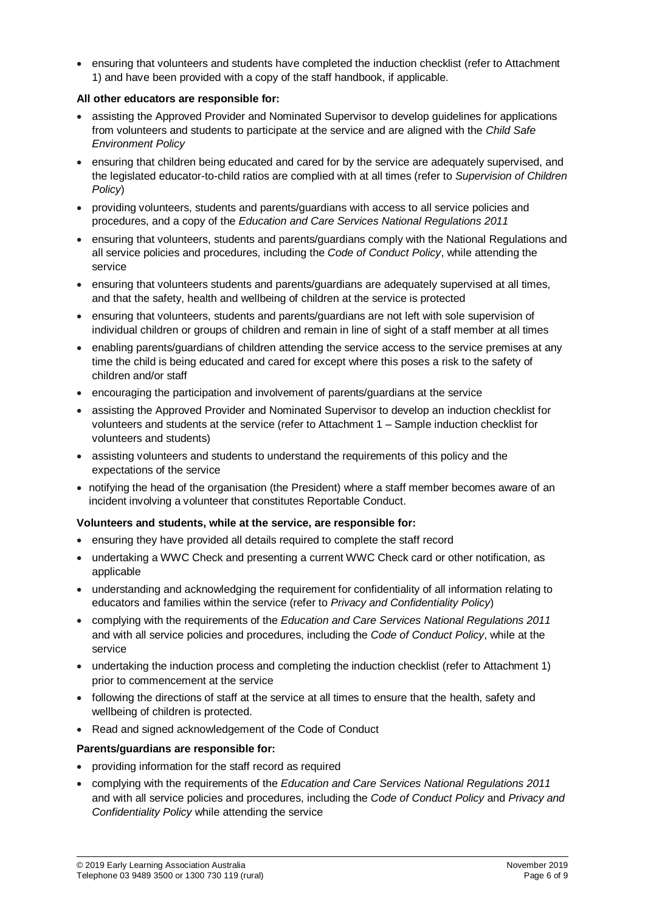- ensuring that volunteers and students have completed the induction checklist (refer to Attachment 1) and have been provided with a copy of the staff handbook, if applicable.

**All other educators are responsible for:**

- assisting the Approved Provider and Nominated Supervisor to develop guidelines for applications from volunteers and students to participate at the service and are aligned with the *Child Safe Environment Policy*
- ensuring that children being educated and cared for by the service are adequately supervised, and the legislated educator-to-child ratios are complied with at all times (refer to *Supervision of Children Policy*)
- providing volunteers, students and parents/guardians with access to all service policies and procedures, and a copy of the *Education and Care Services National Regulations 2011*
- ensuring that volunteers, students and parents/guardians comply with the National Regulations and all service policies and procedures, including the *Code of Conduct Policy*, while attending the service
- ensuring that volunteers students and parents/guardians are adequately supervised at all times, and that the safety, health and wellbeing of children at the service is protected
- ensuring that volunteers, students and parents/guardians are not left with sole supervision of individual children or groups of children and remain in line of sight of a staff member at all times
- enabling parents/guardians of children attending the service access to the service premises at any time the child is being educated and cared for except where this poses a risk to the safety of children and/or staff
- encouraging the participation and involvement of parents/guardians at the service
- assisting the Approved Provider and Nominated Supervisor to develop an induction checklist for volunteers and students at the service (refer to Attachment 1 – Sample induction checklist for volunteers and students)
- assisting volunteers and students to understand the requirements of this policy and the expectations of the service
- notifying the head of the organisation (the President) where a staff member becomes aware of an incident involving a volunteer that constitutes Reportable Conduct.

**Volunteers and students, while at the service, are responsible for:**

- ensuring they have provided all details required to complete the staff record
- undertaking a WWC Check and presenting a current WWC Check card or other notification, as applicable
- understanding and acknowledging the requirement for confidentiality of all information relating to educators and families within the service (refer to *Privacy and Confidentiality Policy*)
- complying with the requirements of the *Education and Care Services National Regulations 2011* and with all service policies and procedures, including the *Code of Conduct Policy*, while at the service
- undertaking the induction process and completing the induction checklist (refer to Attachment 1) prior to commencement at the service
- following the directions of staff at the service at all times to ensure that the health, safety and wellbeing of children is protected.
- Read and signed acknowledgement of the Code of Conduct

**Parents/guardians are responsible for:**

- providing information for the staff record as required
- complying with the requirements of the *Education and Care Services National Regulations 2011* and with all service policies and procedures, including the *Code of Conduct Policy* and *Privacy and Confidentiality Policy* while attending the service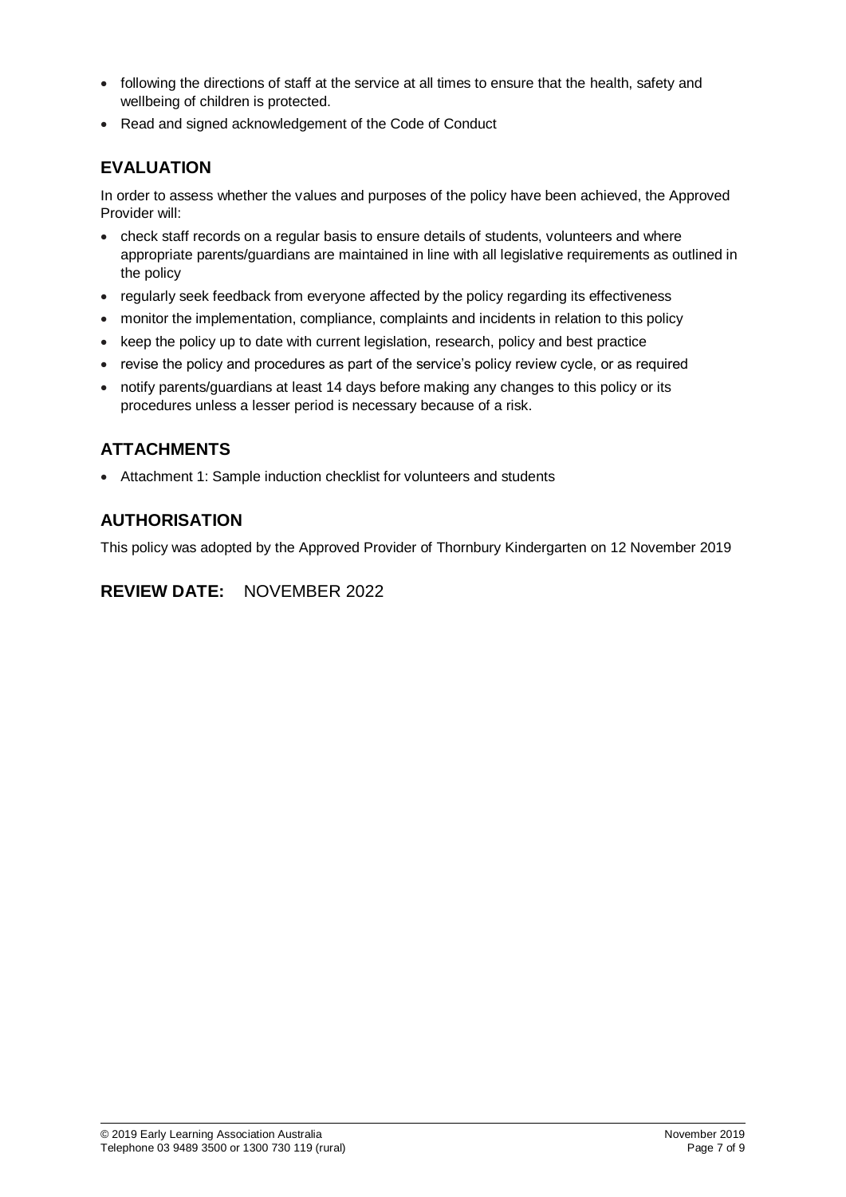- following the directions of staff at the service at all times to ensure that the health, safety and wellbeing of children is protected.
- Read and signed acknowledgement of the Code of Conduct

## EVALUATION

In order to assess whether the values and purposes of the policy have been achieved, the Approved Provider will:

- check staff records on a regular basis to ensure details of students, volunteers and where appropriate parents/guardians are maintained in line with all legislative requirements as outlined in the policy
- regularly seek feedback from everyone affected by the policy regarding its effectiveness
- monitor the implementation, compliance, complaints and incidents in relation to this policy
- keep the policy up to date with current legislation, research, policy and best practice
- revise the policy and procedures as part of the service's policy review cycle, or as required
- notify parents/guardians at least 14 days before making any changes to this policy or its procedures unless a lesser period is necessary because of a risk.

## ATTACHMENTS

- Attachment 1: Sample induction checklist for volunteers and students

## AUTHORISATION

This policy was adopted by the Approved Provider of Thornbury Kindergarten on 12 November 2019

## REVIEW DATE: NOVEMBER 2022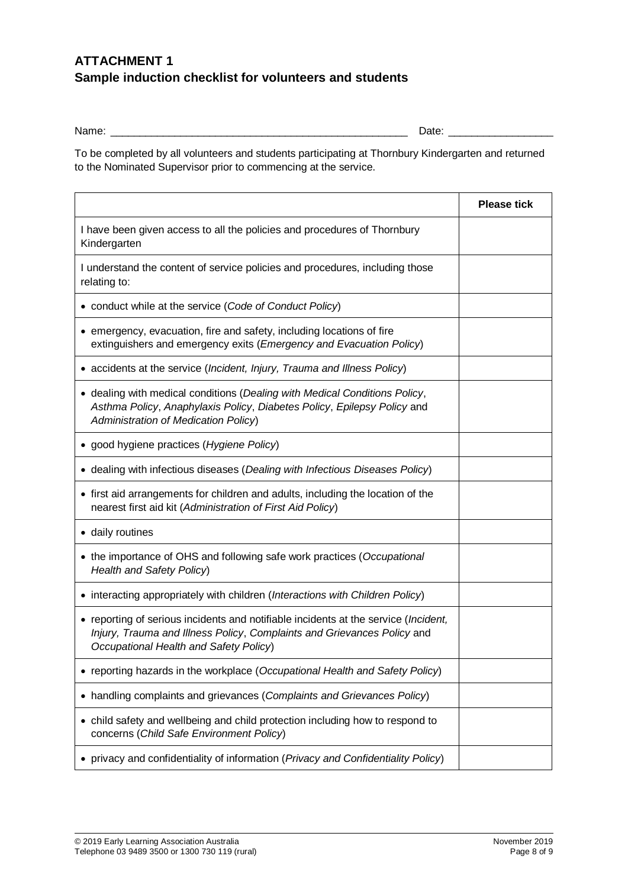## ATTACHMENT 1
## Sample induction checklist for volunteers and students

Name: ___________________________________________________ Date: _________________

To be completed by all volunteers and students participating at Thornbury Kindergarten and returned to the Nominated Supervisor prior to commencing at the service.

| | **Please tick** |
|---|---|
| I have been given access to all the policies and procedures of Thornbury Kindergarten | |
| I understand the content of service policies and procedures, including those relating to: | |
| • conduct while at the service (*Code of Conduct Policy*) | |
| • emergency, evacuation, fire and safety, including locations of fire extinguishers and emergency exits (*Emergency and Evacuation Policy*) | |
| • accidents at the service (*Incident, Injury, Trauma and Illness Policy*) | |
| • dealing with medical conditions (*Dealing with Medical Conditions Policy*, *Asthma Policy*, *Anaphylaxis Policy*, *Diabetes Policy*, *Epilepsy Policy* and *Administration of Medication Policy*) | |
| • good hygiene practices (*Hygiene Policy*) | |
| • dealing with infectious diseases (*Dealing with Infectious Diseases Policy*) | |
| • first aid arrangements for children and adults, including the location of the nearest first aid kit (*Administration of First Aid Policy*) | |
| • daily routines | |
| • the importance of OHS and following safe work practices (*Occupational Health and Safety Policy*) | |
| • interacting appropriately with children (*Interactions with Children Policy*) | |
| • reporting of serious incidents and notifiable incidents at the service (*Incident, Injury, Trauma and Illness Policy*, *Complaints and Grievances Policy* and *Occupational Health and Safety Policy*) | |
| • reporting hazards in the workplace (*Occupational Health and Safety Policy*) | |
| • handling complaints and grievances (*Complaints and Grievances Policy*) | |
| • child safety and wellbeing and child protection including how to respond to concerns (*Child Safe Environment Policy*) | |
| • privacy and confidentiality of information (*Privacy and Confidentiality Policy*) | |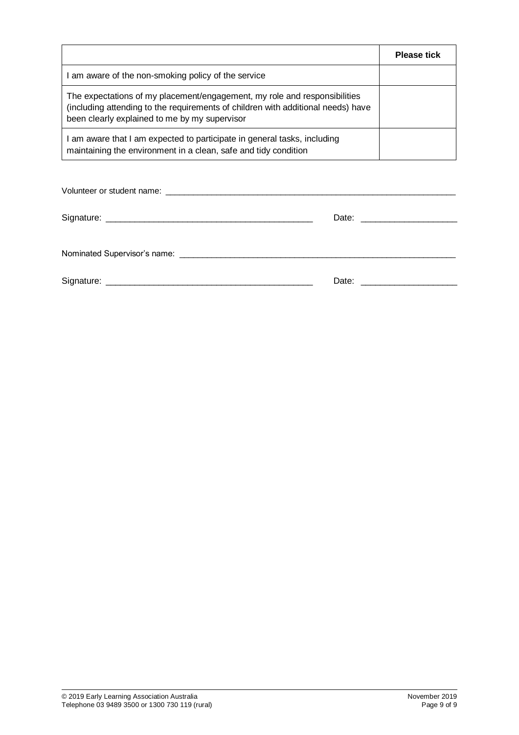| | Please tick |
|---|---|
| I am aware of the non-smoking policy of the service | |
| The expectations of my placement/engagement, my role and responsibilities (including attending to the requirements of children with additional needs) have been clearly explained to me by my supervisor | |
| I am aware that I am expected to participate in general tasks, including maintaining the environment in a clean, safe and tidy condition | |

Volunteer or student name: ______________________________________________________________

Signature: ___________________________________________ Date: ____________________

Nominated Supervisor's name: ____________________________________________________________

Signature: ___________________________________________ Date: ____________________

© 2019 Early Learning Association Australia
Telephone 03 9489 3500 or 1300 730 119 (rural)

November 2019